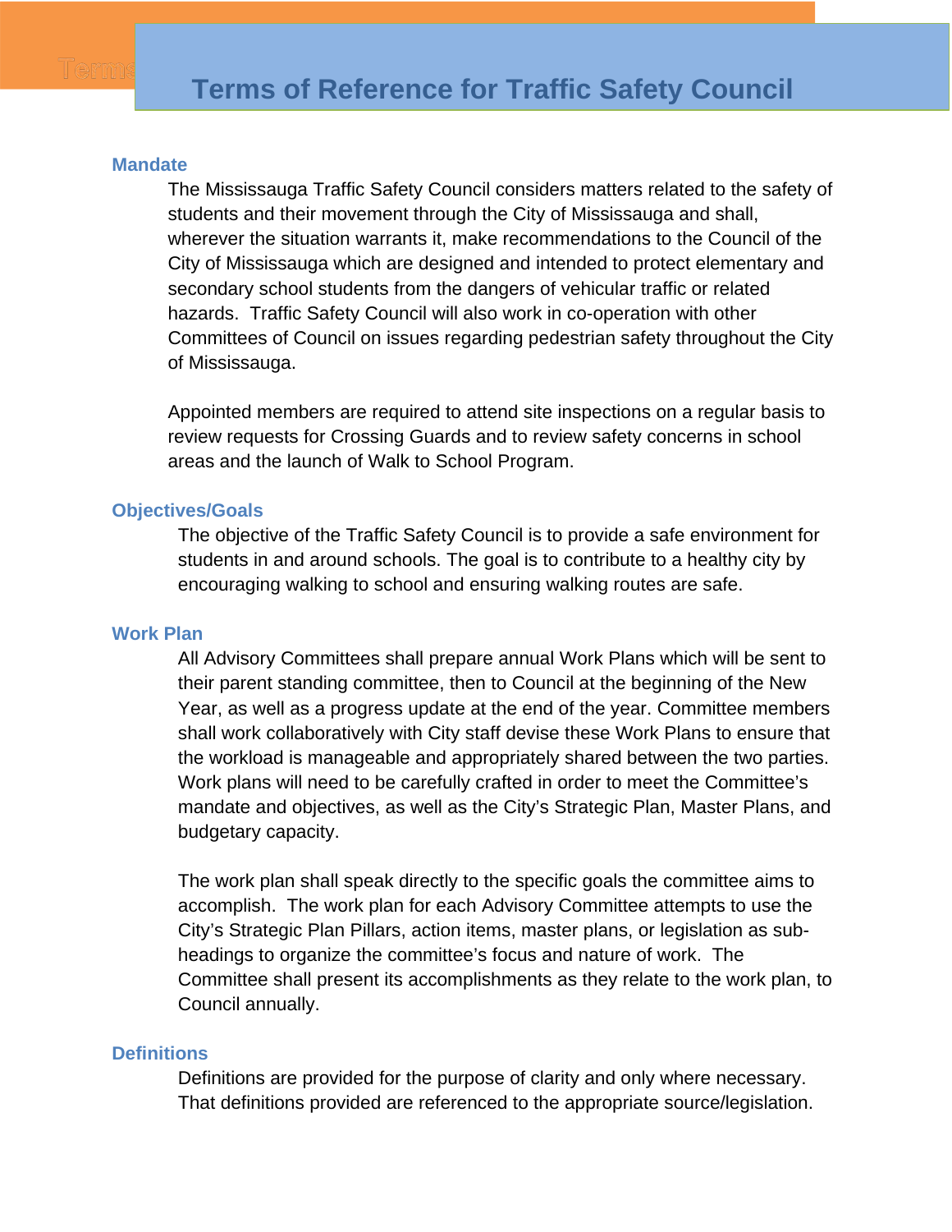# Terms of Reference for Traffic Safety Council

## Mandate

The Mississauga Traffic Safety Council considers matters related to the safety of students and their movement through the City of Mississauga and shall, wherever the situation warrants it, make recommendations to the Council of the City of Mississauga which are designed and intended to protect elementary and secondary school students from the dangers of vehicular traffic or related hazards. Traffic Safety Council will also work in co-operation with other Committees of Council on issues regarding pedestrian safety throughout the City of Mississauga.

Appointed members are required to attend site inspections on a regular basis to review requests for Crossing Guards and to review safety concerns in school areas and the launch of Walk to School Program.

## Objectives/Goals

The objective of the Traffic Safety Council is to provide a safe environment for students in and around schools. The goal is to contribute to a healthy city by encouraging walking to school and ensuring walking routes are safe.

## Work Plan

All Advisory Committees shall prepare annual Work Plans which will be sent to their parent standing committee, then to Council at the beginning of the New Year, as well as a progress update at the end of the year. Committee members shall work collaboratively with City staff devise these Work Plans to ensure that the workload is manageable and appropriately shared between the two parties. Work plans will need to be carefully crafted in order to meet the Committee's mandate and objectives, as well as the City's Strategic Plan, Master Plans, and budgetary capacity.

The work plan shall speak directly to the specific goals the committee aims to accomplish. The work plan for each Advisory Committee attempts to use the City's Strategic Plan Pillars, action items, master plans, or legislation as sub-headings to organize the committee's focus and nature of work. The Committee shall present its accomplishments as they relate to the work plan, to Council annually.

## Definitions

Definitions are provided for the purpose of clarity and only where necessary. That definitions provided are referenced to the appropriate source/legislation.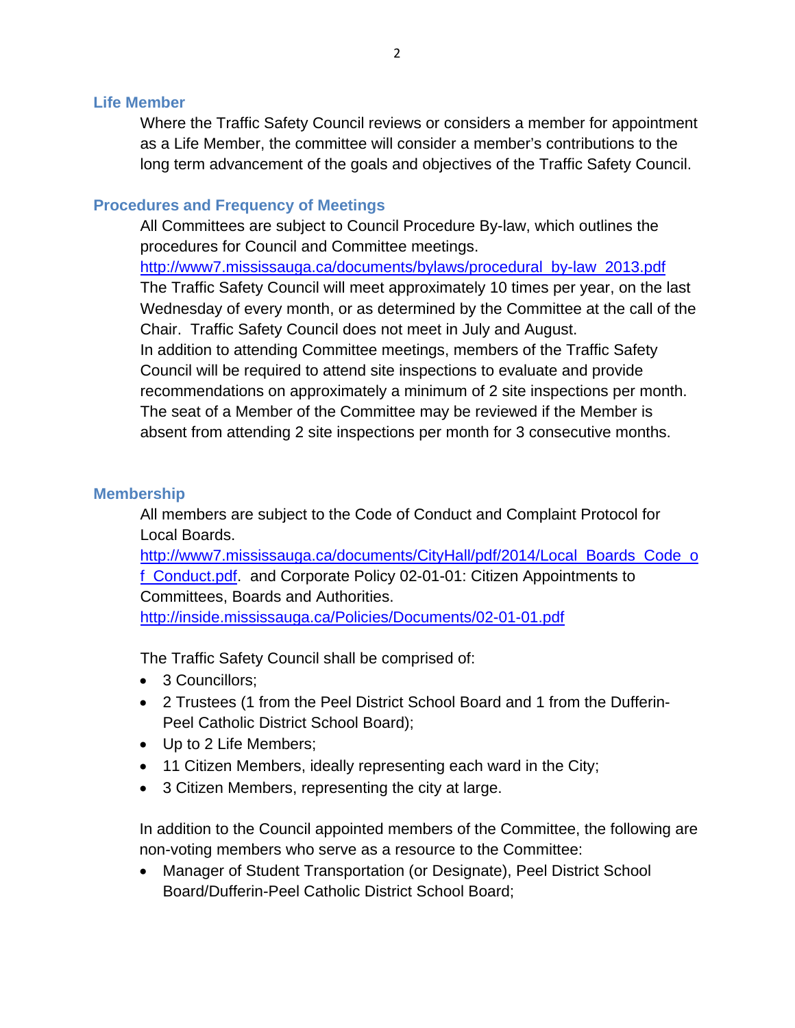## Life Member

Where the Traffic Safety Council reviews or considers a member for appointment as a Life Member, the committee will consider a member's contributions to the long term advancement of the goals and objectives of the Traffic Safety Council.

## Procedures and Frequency of Meetings

All Committees are subject to Council Procedure By-law, which outlines the procedures for Council and Committee meetings.
http://www7.mississauga.ca/documents/bylaws/procedural_by-law_2013.pdf
The Traffic Safety Council will meet approximately 10 times per year, on the last Wednesday of every month, or as determined by the Committee at the call of the Chair. Traffic Safety Council does not meet in July and August.
In addition to attending Committee meetings, members of the Traffic Safety Council will be required to attend site inspections to evaluate and provide recommendations on approximately a minimum of 2 site inspections per month. The seat of a Member of the Committee may be reviewed if the Member is absent from attending 2 site inspections per month for 3 consecutive months.

## Membership

All members are subject to the Code of Conduct and Complaint Protocol for Local Boards.
http://www7.mississauga.ca/documents/CityHall/pdf/2014/Local_Boards_Code_of_Conduct.pdf. and Corporate Policy 02-01-01: Citizen Appointments to Committees, Boards and Authorities.
http://inside.mississauga.ca/Policies/Documents/02-01-01.pdf

The Traffic Safety Council shall be comprised of:

- 3 Councillors;
- 2 Trustees (1 from the Peel District School Board and 1 from the Dufferin-Peel Catholic District School Board);
- Up to 2 Life Members;
- 11 Citizen Members, ideally representing each ward in the City;
- 3 Citizen Members, representing the city at large.

In addition to the Council appointed members of the Committee, the following are non-voting members who serve as a resource to the Committee:

- Manager of Student Transportation (or Designate), Peel District School Board/Dufferin-Peel Catholic District School Board;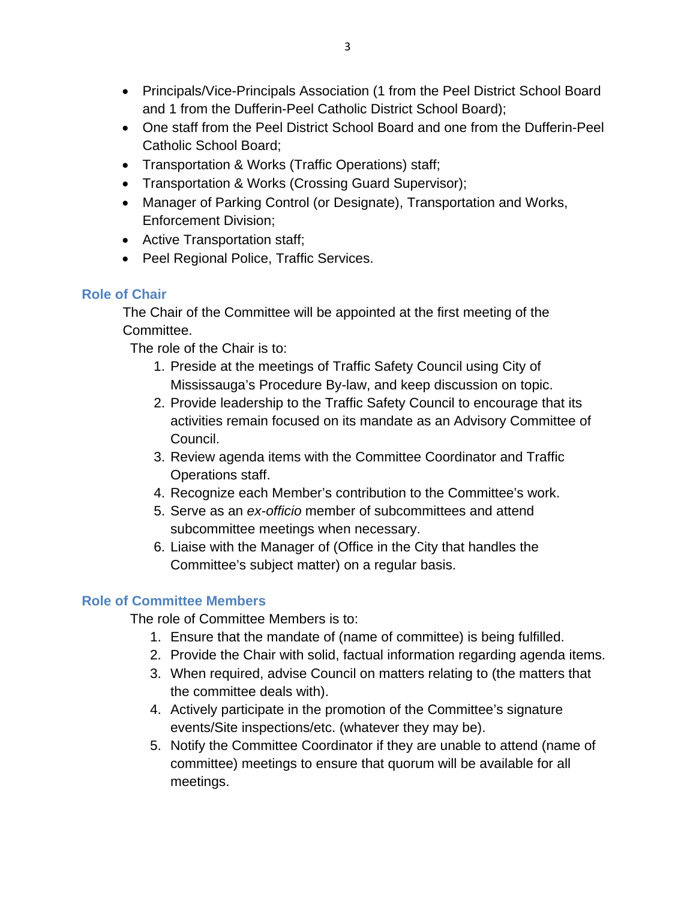- Principals/Vice-Principals Association (1 from the Peel District School Board and 1 from the Dufferin-Peel Catholic District School Board);
- One staff from the Peel District School Board and one from the Dufferin-Peel Catholic School Board;
- Transportation & Works (Traffic Operations) staff;
- Transportation & Works (Crossing Guard Supervisor);
- Manager of Parking Control (or Designate), Transportation and Works, Enforcement Division;
- Active Transportation staff;
- Peel Regional Police, Traffic Services.

## Role of Chair

The Chair of the Committee will be appointed at the first meeting of the Committee.

The role of the Chair is to:

1. Preside at the meetings of Traffic Safety Council using City of Mississauga's Procedure By-law, and keep discussion on topic.
2. Provide leadership to the Traffic Safety Council to encourage that its activities remain focused on its mandate as an Advisory Committee of Council.
3. Review agenda items with the Committee Coordinator and Traffic Operations staff.
4. Recognize each Member's contribution to the Committee's work.
5. Serve as an *ex-officio* member of subcommittees and attend subcommittee meetings when necessary.
6. Liaise with the Manager of (Office in the City that handles the Committee's subject matter) on a regular basis.

## Role of Committee Members

The role of Committee Members is to:

1. Ensure that the mandate of (name of committee) is being fulfilled.
2. Provide the Chair with solid, factual information regarding agenda items.
3. When required, advise Council on matters relating to (the matters that the committee deals with).
4. Actively participate in the promotion of the Committee's signature events/Site inspections/etc. (whatever they may be).
5. Notify the Committee Coordinator if they are unable to attend (name of committee) meetings to ensure that quorum will be available for all meetings.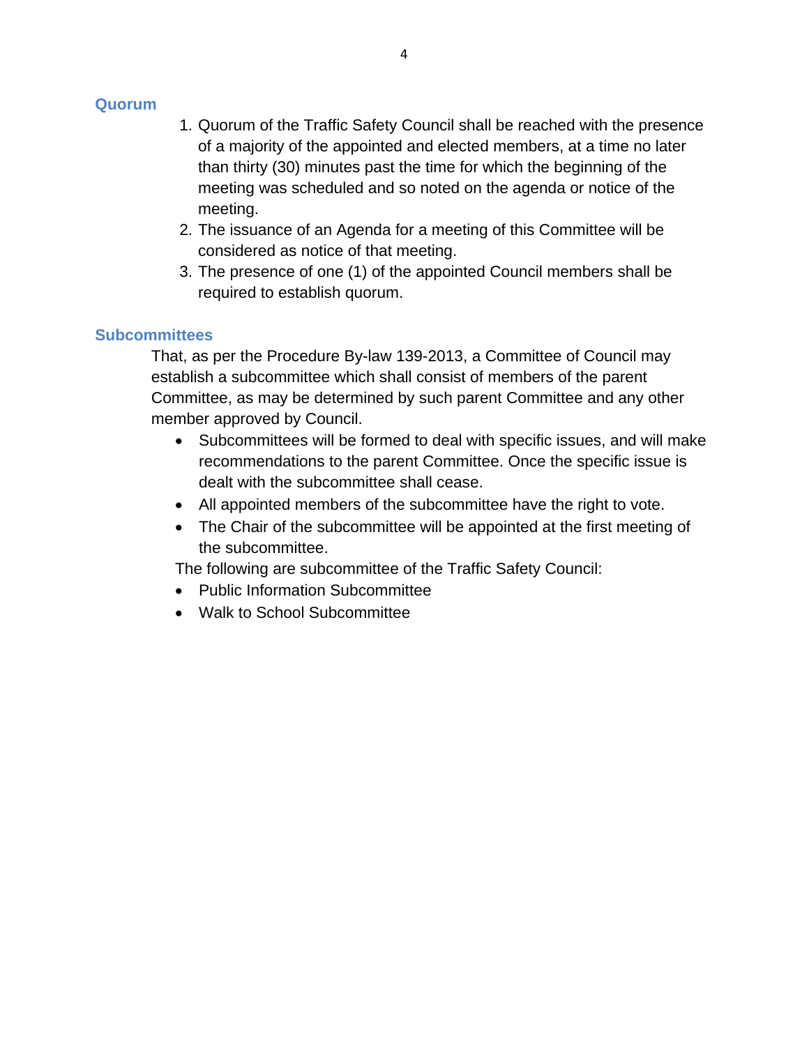## Quorum

1. Quorum of the Traffic Safety Council shall be reached with the presence of a majority of the appointed and elected members, at a time no later than thirty (30) minutes past the time for which the beginning of the meeting was scheduled and so noted on the agenda or notice of the meeting.
2. The issuance of an Agenda for a meeting of this Committee will be considered as notice of that meeting.
3. The presence of one (1) of the appointed Council members shall be required to establish quorum.

## Subcommittees

That, as per the Procedure By-law 139-2013, a Committee of Council may establish a subcommittee which shall consist of members of the parent Committee, as may be determined by such parent Committee and any other member approved by Council.

- Subcommittees will be formed to deal with specific issues, and will make recommendations to the parent Committee. Once the specific issue is dealt with the subcommittee shall cease.
- All appointed members of the subcommittee have the right to vote.
- The Chair of the subcommittee will be appointed at the first meeting of the subcommittee.

The following are subcommittee of the Traffic Safety Council:

- Public Information Subcommittee
- Walk to School Subcommittee